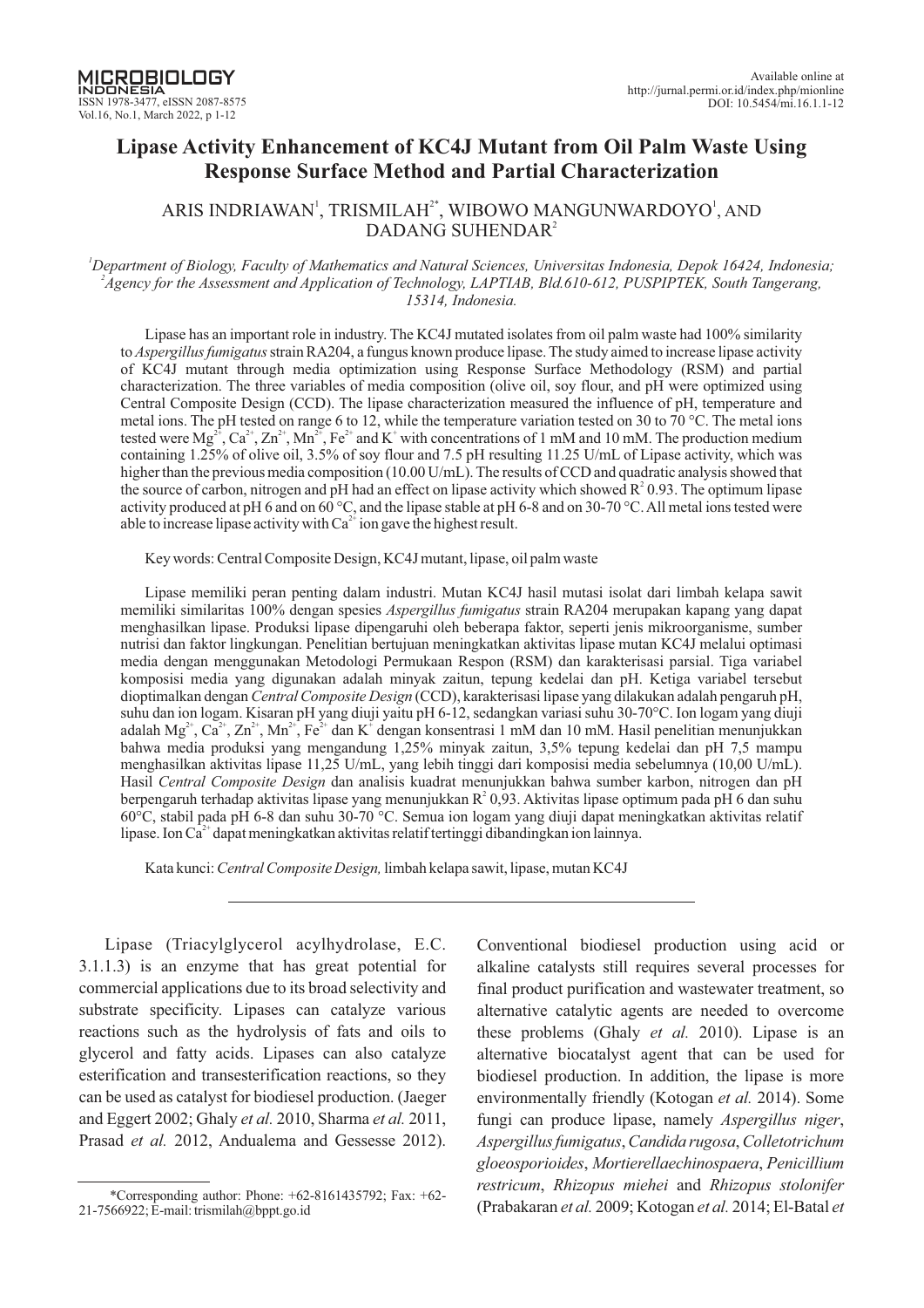# Lipase Activity Enhancement of KC4J Mutant from Oil Palm Waste Using Response Surface Method and Partial Characterization

ARIS INDRIAWAN[1], TRISMILAH[2*], WIBOWO MANGUNWARDOYO[1], AND DADANG SUHENDAR[2]

[1]*Department of Biology, Faculty of Mathematics and Natural Sciences, Universitas Indonesia, Depok 16424, Indonesia;*
[2]*Agency for the Assessment and Application of Technology, LAPTIAB, Bld.610-612, PUSPIPTEK, South Tangerang, 15314, Indonesia.*

Lipase has an important role in industry. The KC4J mutated isolates from oil palm waste had 100% similarity to *Aspergillus fumigatus* strain RA204, a fungus known produce lipase. The study aimed to increase lipase activity of KC4J mutant through media optimization using Response Surface Methodology (RSM) and partial characterization. The three variables of media composition (olive oil, soy flour, and pH were optimized using Central Composite Design (CCD). The lipase characterization measured the influence of pH, temperature and metal ions. The pH tested on range 6 to 12, while the temperature variation tested on 30 to 70 °C. The metal ions tested were $Mg^{2+}$, $Ca^{2+}$, $Zn^{2+}$, $Mn^{2+}$, $Fe^{2+}$ and $K^{+}$ with concentrations of 1 mM and 10 mM. The production medium containing 1.25% of olive oil, 3.5% of soy flour and 7.5 pH resulting 11.25 U/mL of Lipase activity, which was higher than the previous media composition (10.00 U/mL). The results of CCD and quadratic analysis showed that the source of carbon, nitrogen and pH had an effect on lipase activity which showed $R^2$ 0.93. The optimum lipase activity produced at pH 6 and on 60 °C, and the lipase stable at pH 6-8 and on 30-70 °C. All metal ions tested were able to increase lipase activity with $Ca^{2+}$ ion gave the highest result.

Key words: Central Composite Design, KC4J mutant, lipase, oil palm waste

Lipase memiliki peran penting dalam industri. Mutan KC4J hasil mutasi isolat dari limbah kelapa sawit memiliki similaritas 100% dengan spesies *Aspergillus fumigatus* strain RA204 merupakan kapang yang dapat menghasilkan lipase. Produksi lipase dipengaruhi oleh beberapa faktor, seperti jenis mikroorganisme, sumber nutrisi dan faktor lingkungan. Penelitian bertujuan meningkatkan aktivitas lipase mutan KC4J melalui optimasi media dengan menggunakan Metodologi Permukaan Respon (RSM) dan karakterisasi parsial. Tiga variabel komposisi media yang digunakan adalah minyak zaitun, tepung kedelai dan pH. Ketiga variabel tersebut dioptimalkan dengan *Central Composite Design* (CCD), karakterisasi lipase yang dilakukan adalah pengaruh pH, suhu dan ion logam. Kisaran pH yang diuji yaitu pH 6-12, sedangkan variasi suhu 30-70°C. Ion logam yang diuji adalah $Mg^{2+}$, $Ca^{2+}$, $Zn^{2+}$, $Mn^{2+}$, $Fe^{2+}$ dan $K^{+}$ dengan konsentrasi 1 mM dan 10 mM. Hasil penelitian menunjukkan bahwa media produksi yang mengandung 1,25% minyak zaitun, 3,5% tepung kedelai dan pH 7,5 mampu menghasilkan aktivitas lipase 11,25 U/mL, yang lebih tinggi dari komposisi media sebelumnya (10,00 U/mL). Hasil *Central Composite Design* dan analisis kuadrat menunjukkan bahwa sumber karbon, nitrogen dan pH berpengaruh terhadap aktivitas lipase yang menunjukkan $R^2$ 0,93. Aktivitas lipase optimum pada pH 6 dan suhu 60°C, stabil pada pH 6-8 dan suhu 30-70 °C. Semua ion logam yang diuji dapat meningkatkan aktivitas relatif lipase. Ion $Ca^{2+}$ dapat meningkatkan aktivitas relatif tertinggi dibandingkan ion lainnya.

Kata kunci: *Central Composite Design,* limbah kelapa sawit, lipase, mutan KC4J

---

Lipase (Triacylglycerol acylhydrolase, E.C. 3.1.1.3) is an enzyme that has great potential for commercial applications due to its broad selectivity and substrate specificity. Lipases can catalyze various reactions such as the hydrolysis of fats and oils to glycerol and fatty acids. Lipases can also catalyze esterification and transesterification reactions, so they can be used as catalyst for biodiesel production. (Jaeger and Eggert 2002; Ghaly *et al.* 2010, Sharma *et al.* 2011, Prasad *et al.* 2012, Andualema and Gessesse 2012). Conventional biodiesel production using acid or alkaline catalysts still requires several processes for final product purification and wastewater treatment, so alternative catalytic agents are needed to overcome these problems (Ghaly *et al.* 2010). Lipase is an alternative biocatalyst agent that can be used for biodiesel production. In addition, the lipase is more environmentally friendly (Kotogan *et al.* 2014). Some fungi can produce lipase, namely *Aspergillus niger*, *Aspergillus fumigatus*, *Candida rugosa*, *Colletotrichum gloeosporioides*, *Mortierellaechinospaera*, *Penicillium restricum*, *Rhizopus miehei* and *Rhizopus stolonifer* (Prabakaran *et al.* 2009; Kotogan *et al.* 2014; El-Batal *et*

---

*Corresponding author: Phone: +62-8161435792; Fax: +62-21-7566922; E-mail: trismilah@bppt.go.id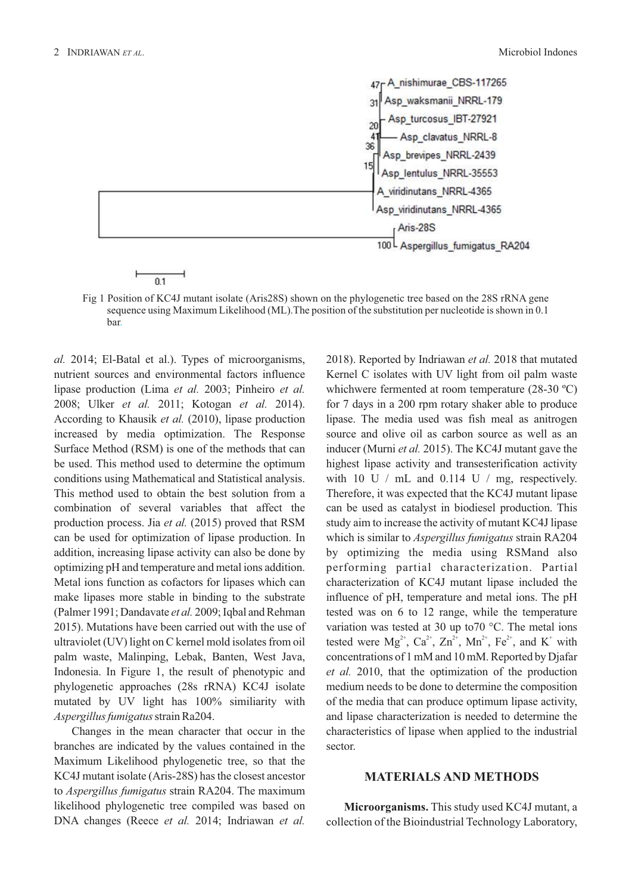Fig 1 Position of KC4J mutant isolate (Aris28S) shown on the phylogenetic tree based on the 28S rRNA gene sequence using Maximum Likelihood (ML).The position of the substitution per nucleotide is shown in 0.1 bar.

*al.* 2014; El-Batal et al.). Types of microorganisms, nutrient sources and environmental factors influence lipase production (Lima *et al.* 2003; Pinheiro *et al.* 2008; Ulker *et al.* 2011; Kotogan *et al.* 2014). According to Khausik *et al.* (2010), lipase production increased by media optimization. The Response Surface Method (RSM) is one of the methods that can be used. This method used to determine the optimum conditions using Mathematical and Statistical analysis. This method used to obtain the best solution from a combination of several variables that affect the production process. Jia *et al.* (2015) proved that RSM can be used for optimization of lipase production. In addition, increasing lipase activity can also be done by optimizing pH and temperature and metal ions addition. Metal ions function as cofactors for lipases which can make lipases more stable in binding to the substrate (Palmer 1991; Dandavate *et al.* 2009; Iqbal and Rehman 2015). Mutations have been carried out with the use of ultraviolet (UV) light on C kernel mold isolates from oil palm waste, Malinping, Lebak, Banten, West Java, Indonesia. In Figure 1, the result of phenotypic and phylogenetic approaches (28s rRNA) KC4J isolate mutated by UV light has 100% similiarity with *Aspergillus fumigatus* strain Ra204.

Changes in the mean character that occur in the branches are indicated by the values contained in the Maximum Likelihood phylogenetic tree, so that the KC4J mutant isolate (Aris-28S) has the closest ancestor to *Aspergillus fumigatus* strain RA204. The maximum likelihood phylogenetic tree compiled was based on DNA changes (Reece *et al.* 2014; Indriawan *et al.* 2018). Reported by Indriawan *et al.* 2018 that mutated Kernel C isolates with UV light from oil palm waste whichwere fermented at room temperature (28-30 ºC) for 7 days in a 200 rpm rotary shaker able to produce lipase. The media used was fish meal as anitrogen source and olive oil as carbon source as well as an inducer (Murni *et al.* 2015). The KC4J mutant gave the highest lipase activity and transesterification activity with 10 U / mL and 0.114 U / mg, respectively. Therefore, it was expected that the KC4J mutant lipase can be used as catalyst in biodiesel production. This study aim to increase the activity of mutant KC4J lipase which is similar to *Aspergillus fumigatus* strain RA204 by optimizing the media using RSMand also performing partial characterization. Partial characterization of KC4J mutant lipase included the influence of pH, temperature and metal ions. The pH tested was on 6 to 12 range, while the temperature variation was tested at 30 up to70 °C. The metal ions tested were $Mg^{2+}$, $Ca^{2+}$, $Zn^{2+}$, $Mn^{2+}$, $Fe^{2+}$, and $K^{+}$ with concentrations of 1 mM and 10 mM. Reported by Djafar *et al.* 2010, that the optimization of the production medium needs to be done to determine the composition of the media that can produce optimum lipase activity, and lipase characterization is needed to determine the characteristics of lipase when applied to the industrial sector.

## MATERIALS AND METHODS

**Microorganisms.** This study used KC4J mutant, a collection of the Bioindustrial Technology Laboratory,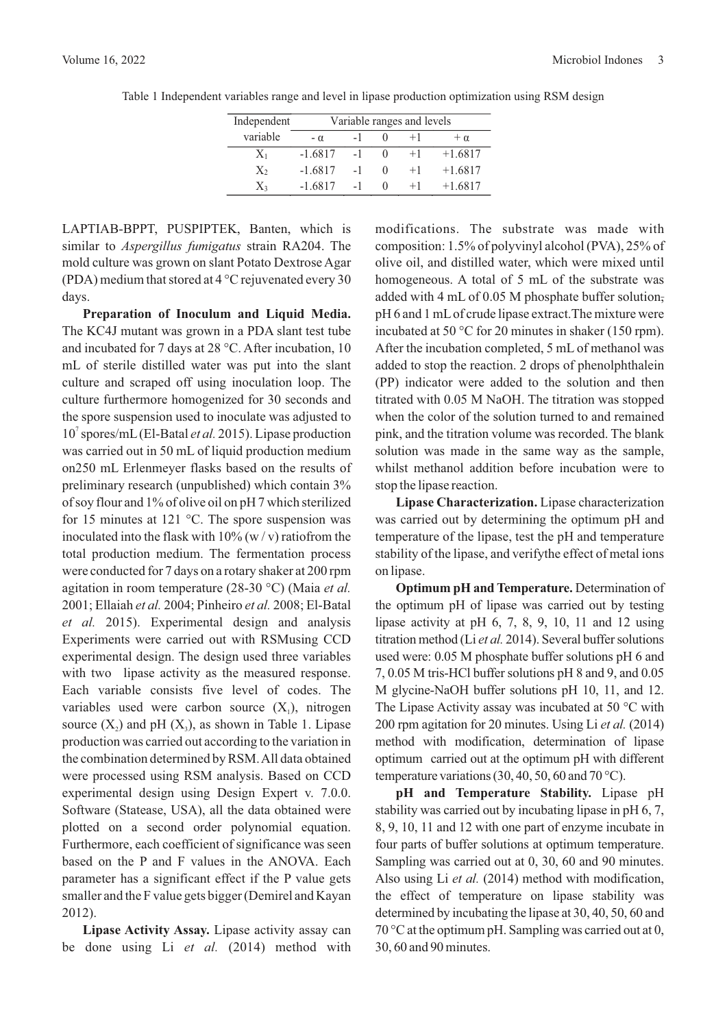Table 1 Independent variables range and level in lipase production optimization using RSM design

| Independent variable | Variable ranges and levels | | | | |
|---|---|---|---|---|---|
| | - α | -1 | 0 | +1 | + α |
| $X_1$ | -1.6817 | -1 | 0 | +1 | +1.6817 |
| $X_2$ | -1.6817 | -1 | 0 | +1 | +1.6817 |
| $X_3$ | -1.6817 | -1 | 0 | +1 | +1.6817 |

LAPTIAB-BPPT, PUSPIPTEK, Banten, which is similar to *Aspergillus fumigatus* strain RA204. The mold culture was grown on slant Potato Dextrose Agar (PDA) medium that stored at 4 °C rejuvenated every 30 days.

**Preparation of Inoculum and Liquid Media.** The KC4J mutant was grown in a PDA slant test tube and incubated for 7 days at 28 °C. After incubation, 10 mL of sterile distilled water was put into the slant culture and scraped off using inoculation loop. The culture furthermore homogenized for 30 seconds and the spore suspension used to inoculate was adjusted to $10^7$ spores/mL (El-Batal *et al.* 2015). Lipase production was carried out in 50 mL of liquid production medium on250 mL Erlenmeyer flasks based on the results of preliminary research (unpublished) which contain 3% of soy flour and 1% of olive oil on pH 7 which sterilized for 15 minutes at 121 °C. The spore suspension was inoculated into the flask with 10% (w / v) ratiofrom the total production medium. The fermentation process were conducted for 7 days on a rotary shaker at 200 rpm agitation in room temperature (28-30 °C) (Maia *et al.* 2001; Ellaiah *et al.* 2004; Pinheiro *et al.* 2008; El-Batal *et al.* 2015). Experimental design and analysis Experiments were carried out with RSMusing CCD experimental design. The design used three variables with two lipase activity as the measured response. Each variable consists five level of codes. The variables used were carbon source ($X_1$), nitrogen source ($X_2$) and pH ($X_3$), as shown in Table 1. Lipase production was carried out according to the variation in the combination determined by RSM. All data obtained were processed using RSM analysis. Based on CCD experimental design using Design Expert v. 7.0.0. Software (Statease, USA), all the data obtained were plotted on a second order polynomial equation. Furthermore, each coefficient of significance was seen based on the P and F values in the ANOVA. Each parameter has a significant effect if the P value gets smaller and the F value gets bigger (Demirel and Kayan 2012).

**Lipase Activity Assay.** Lipase activity assay can be done using Li *et al.* (2014) method with modifications. The substrate was made with composition: 1.5% of polyvinyl alcohol (PVA), 25% of olive oil, and distilled water, which were mixed until homogeneous. A total of 5 mL of the substrate was added with 4 mL of 0.05 M phosphate buffer solution, pH 6 and 1 mL of crude lipase extract.The mixture were incubated at 50 °C for 20 minutes in shaker (150 rpm). After the incubation completed, 5 mL of methanol was added to stop the reaction. 2 drops of phenolphthalein (PP) indicator were added to the solution and then titrated with 0.05 M NaOH. The titration was stopped when the color of the solution turned to and remained pink, and the titration volume was recorded. The blank solution was made in the same way as the sample, whilst methanol addition before incubation were to stop the lipase reaction.

**Lipase Characterization.** Lipase characterization was carried out by determining the optimum pH and temperature of the lipase, test the pH and temperature stability of the lipase, and verifythe effect of metal ions on lipase.

**Optimum pH and Temperature.** Determination of the optimum pH of lipase was carried out by testing lipase activity at pH 6, 7, 8, 9, 10, 11 and 12 using titration method (Li *et al.* 2014). Several buffer solutions used were: 0.05 M phosphate buffer solutions pH 6 and 7, 0.05 M tris-HCl buffer solutions pH 8 and 9, and 0.05 M glycine-NaOH buffer solutions pH 10, 11, and 12. The Lipase Activity assay was incubated at 50 °C with 200 rpm agitation for 20 minutes. Using Li *et al.* (2014) method with modification, determination of lipase optimum carried out at the optimum pH with different temperature variations (30, 40, 50, 60 and 70 °C).

**pH and Temperature Stability.** Lipase pH stability was carried out by incubating lipase in pH 6, 7, 8, 9, 10, 11 and 12 with one part of enzyme incubate in four parts of buffer solutions at optimum temperature. Sampling was carried out at 0, 30, 60 and 90 minutes. Also using Li *et al.* (2014) method with modification, the effect of temperature on lipase stability was determined by incubating the lipase at 30, 40, 50, 60 and 70 °C at the optimum pH. Sampling was carried out at 0, 30, 60 and 90 minutes.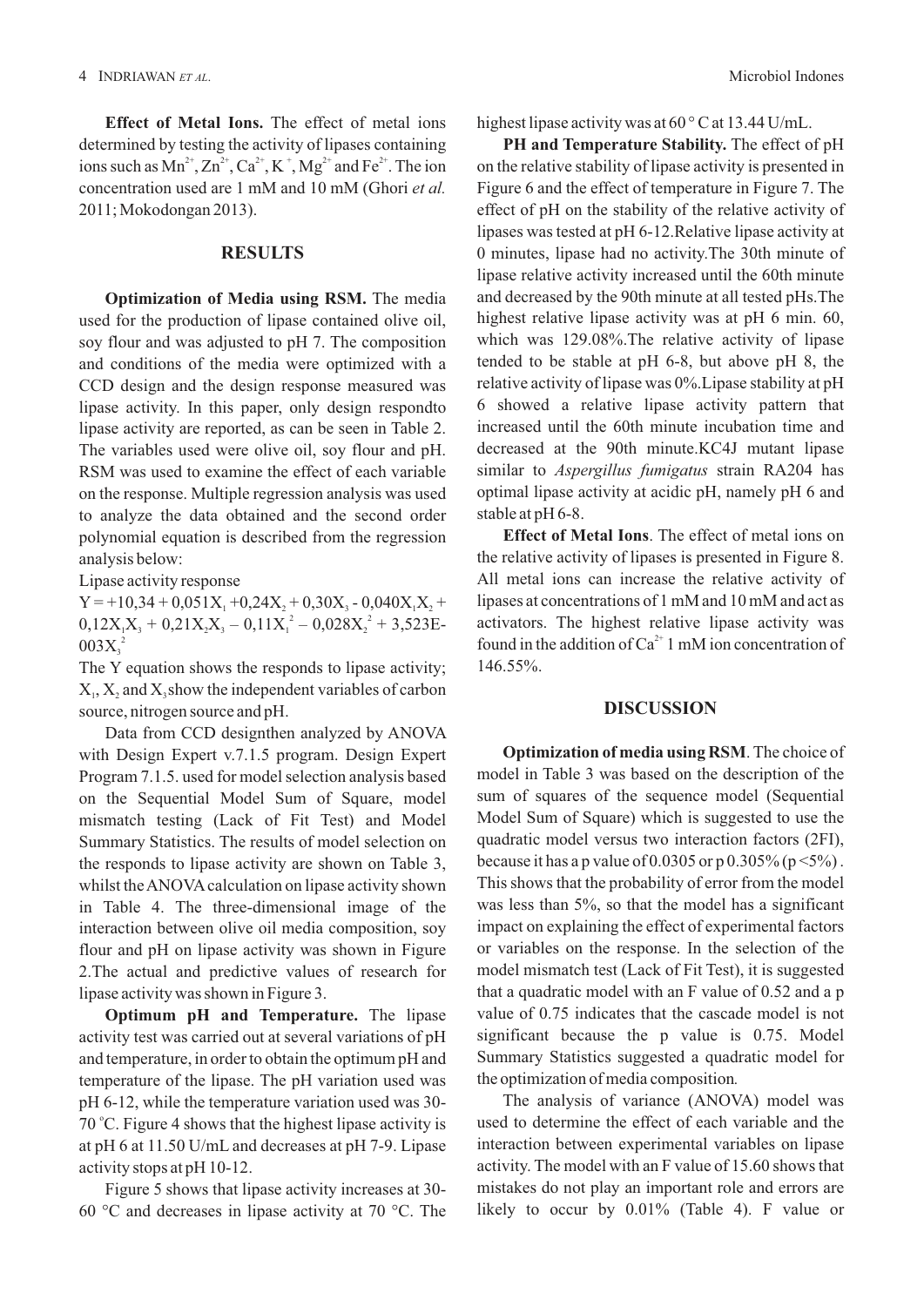**Effect of Metal Ions.** The effect of metal ions determined by testing the activity of lipases containing ions such as $Mn^{2+}$, $Zn^{2+}$, $Ca^{2+}$, $K^{+}$, $Mg^{2+}$ and $Fe^{2+}$. The ion concentration used are 1 mM and 10 mM (Ghori *et al.* 2011; Mokodongan 2013).

## RESULTS

**Optimization of Media using RSM.** The media used for the production of lipase contained olive oil, soy flour and was adjusted to pH 7. The composition and conditions of the media were optimized with a CCD design and the design response measured was lipase activity. In this paper, only design respondto lipase activity are reported, as can be seen in Table 2. The variables used were olive oil, soy flour and pH. RSM was used to examine the effect of each variable on the response. Multiple regression analysis was used to analyze the data obtained and the second order polynomial equation is described from the regression analysis below:

Lipase activity response

$$Y = +10{,}34 + 0{,}051X_1 + 0{,}24X_2 + 0{,}30X_3 - 0{,}040X_1X_2 + 0{,}12X_1X_3 + 0{,}21X_2X_3 - 0{,}11X_1^2 - 0{,}028X_2^2 + 3{,}523E\text{-}003X_3^2$$

The Y equation shows the responds to lipase activity; $X_1$, $X_2$ and $X_3$ show the independent variables of carbon source, nitrogen source and pH.

Data from CCD designthen analyzed by ANOVA with Design Expert v.7.1.5 program. Design Expert Program 7.1.5. used for model selection analysis based on the Sequential Model Sum of Square, model mismatch testing (Lack of Fit Test) and Model Summary Statistics. The results of model selection on the responds to lipase activity are shown on Table 3, whilst the ANOVA calculation on lipase activity shown in Table 4. The three-dimensional image of the interaction between olive oil media composition, soy flour and pH on lipase activity was shown in Figure 2.The actual and predictive values of research for lipase activity was shown in Figure 3.

**Optimum pH and Temperature.** The lipase activity test was carried out at several variations of pH and temperature, in order to obtain the optimum pH and temperature of the lipase. The pH variation used was pH 6-12, while the temperature variation used was 30-70 °C. Figure 4 shows that the highest lipase activity is at pH 6 at 11.50 U/mL and decreases at pH 7-9. Lipase activity stops at pH 10-12.

Figure 5 shows that lipase activity increases at 30-60 °C and decreases in lipase activity at 70 °C. The highest lipase activity was at 60 ° C at 13.44 U/mL.

**PH and Temperature Stability.** The effect of pH on the relative stability of lipase activity is presented in Figure 6 and the effect of temperature in Figure 7. The effect of pH on the stability of the relative activity of lipases was tested at pH 6-12.Relative lipase activity at 0 minutes, lipase had no activity.The 30th minute of lipase relative activity increased until the 60th minute and decreased by the 90th minute at all tested pHs.The highest relative lipase activity was at pH 6 min. 60, which was 129.08%.The relative activity of lipase tended to be stable at pH 6-8, but above pH 8, the relative activity of lipase was 0%.Lipase stability at pH 6 showed a relative lipase activity pattern that increased until the 60th minute incubation time and decreased at the 90th minute.KC4J mutant lipase similar to *Aspergillus fumigatus* strain RA204 has optimal lipase activity at acidic pH, namely pH 6 and stable at pH 6-8.

**Effect of Metal Ions**. The effect of metal ions on the relative activity of lipases is presented in Figure 8. All metal ions can increase the relative activity of lipases at concentrations of 1 mM and 10 mM and act as activators. The highest relative lipase activity was found in the addition of $Ca^{2+}$ 1 mM ion concentration of 146.55%.

## DISCUSSION

**Optimization of media using RSM**. The choice of model in Table 3 was based on the description of the sum of squares of the sequence model (Sequential Model Sum of Square) which is suggested to use the quadratic model versus two interaction factors (2FI), because it has a p value of 0.0305 or p 0.305% (p <5%) . This shows that the probability of error from the model was less than 5%, so that the model has a significant impact on explaining the effect of experimental factors or variables on the response. In the selection of the model mismatch test (Lack of Fit Test), it is suggested that a quadratic model with an F value of 0.52 and a p value of 0.75 indicates that the cascade model is not significant because the p value is 0.75. Model Summary Statistics suggested a quadratic model for the optimization of media composition.

The analysis of variance (ANOVA) model was used to determine the effect of each variable and the interaction between experimental variables on lipase activity. The model with an F value of 15.60 shows that mistakes do not play an important role and errors are likely to occur by 0.01% (Table 4). F value or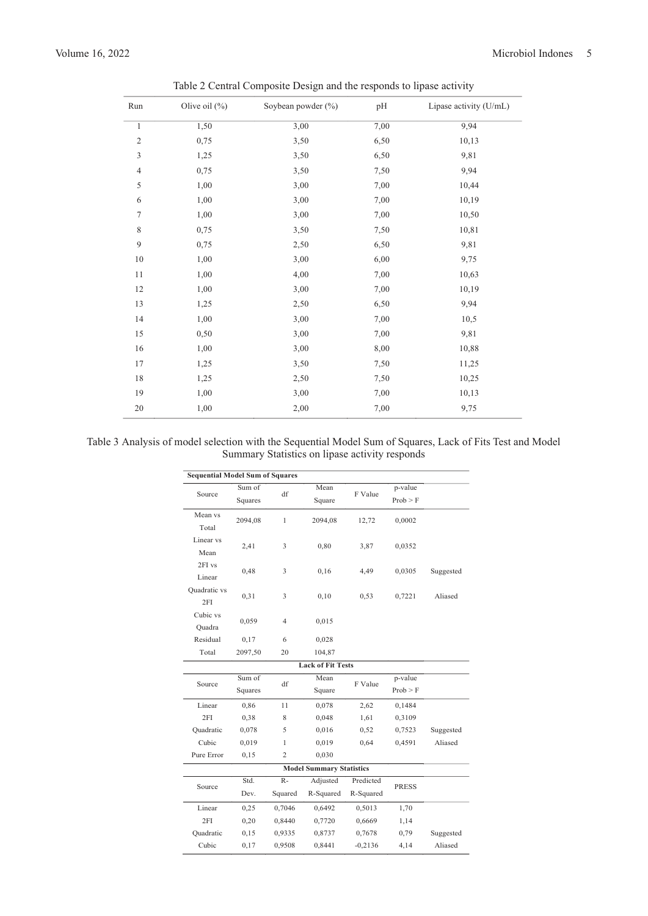Table 2 Central Composite Design and the responds to lipase activity

| Run | Olive oil (%) | Soybean powder (%) | pH | Lipase activity (U/mL) |
|---|---|---|---|---|
| 1 | 1,50 | 3,00 | 7,00 | 9,94 |
| 2 | 0,75 | 3,50 | 6,50 | 10,13 |
| 3 | 1,25 | 3,50 | 6,50 | 9,81 |
| 4 | 0,75 | 3,50 | 7,50 | 9,94 |
| 5 | 1,00 | 3,00 | 7,00 | 10,44 |
| 6 | 1,00 | 3,00 | 7,00 | 10,19 |
| 7 | 1,00 | 3,00 | 7,00 | 10,50 |
| 8 | 0,75 | 3,50 | 7,50 | 10,81 |
| 9 | 0,75 | 2,50 | 6,50 | 9,81 |
| 10 | 1,00 | 3,00 | 6,00 | 9,75 |
| 11 | 1,00 | 4,00 | 7,00 | 10,63 |
| 12 | 1,00 | 3,00 | 7,00 | 10,19 |
| 13 | 1,25 | 2,50 | 6,50 | 9,94 |
| 14 | 1,00 | 3,00 | 7,00 | 10,5 |
| 15 | 0,50 | 3,00 | 7,00 | 9,81 |
| 16 | 1,00 | 3,00 | 8,00 | 10,88 |
| 17 | 1,25 | 3,50 | 7,50 | 11,25 |
| 18 | 1,25 | 2,50 | 7,50 | 10,25 |
| 19 | 1,00 | 3,00 | 7,00 | 10,13 |
| 20 | 1,00 | 2,00 | 7,00 | 9,75 |

Table 3 Analysis of model selection with the Sequential Model Sum of Squares, Lack of Fits Test and Model Summary Statistics on lipase activity responds

| **Sequential Model Sum of Squares** | | | | | | |
|---|---|---|---|---|---|---|
| Source | Sum of Squares | df | Mean Square | F Value | p-value Prob > F | |
| Mean vs Total | 2094,08 | 1 | 2094,08 | 12,72 | 0,0002 | |
| Linear vs Mean | 2,41 | 3 | 0,80 | 3,87 | 0,0352 | |
| 2FI vs Linear | 0,48 | 3 | 0,16 | 4,49 | 0,0305 | Suggested |
| Quadratic vs 2FI | 0,31 | 3 | 0,10 | 0,53 | 0,7221 | Aliased |
| Cubic vs Quadra | 0,059 | 4 | 0,015 | | | |
| Residual | 0,17 | 6 | 0,028 | | | |
| Total | 2097,50 | 20 | 104,87 | | | |
| **Lack of Fit Tests** | | | | | | |
| Source | Sum of Squares | df | Mean Square | F Value | p-value Prob > F | |
| Linear | 0,86 | 11 | 0,078 | 2,62 | 0,1484 | |
| 2FI | 0,38 | 8 | 0,048 | 1,61 | 0,3109 | |
| Quadratic | 0,078 | 5 | 0,016 | 0,52 | 0,7523 | Suggested |
| Cubic | 0,019 | 1 | 0,019 | 0,64 | 0,4591 | Aliased |
| Pure Error | 0,15 | 2 | 0,030 | | | |
| **Model Summary Statistics** | | | | | | |
| Source | Std. Dev. | R-Squared | Adjusted R-Squared | Predicted R-Squared | PRESS | |
| Linear | 0,25 | 0,7046 | 0,6492 | 0,5013 | 1,70 | |
| 2FI | 0,20 | 0,8440 | 0,7720 | 0,6669 | 1,14 | |
| Quadratic | 0,15 | 0,9335 | 0,8737 | 0,7678 | 0,79 | Suggested |
| Cubic | 0,17 | 0,9508 | 0,8441 | -0,2136 | 4,14 | Aliased |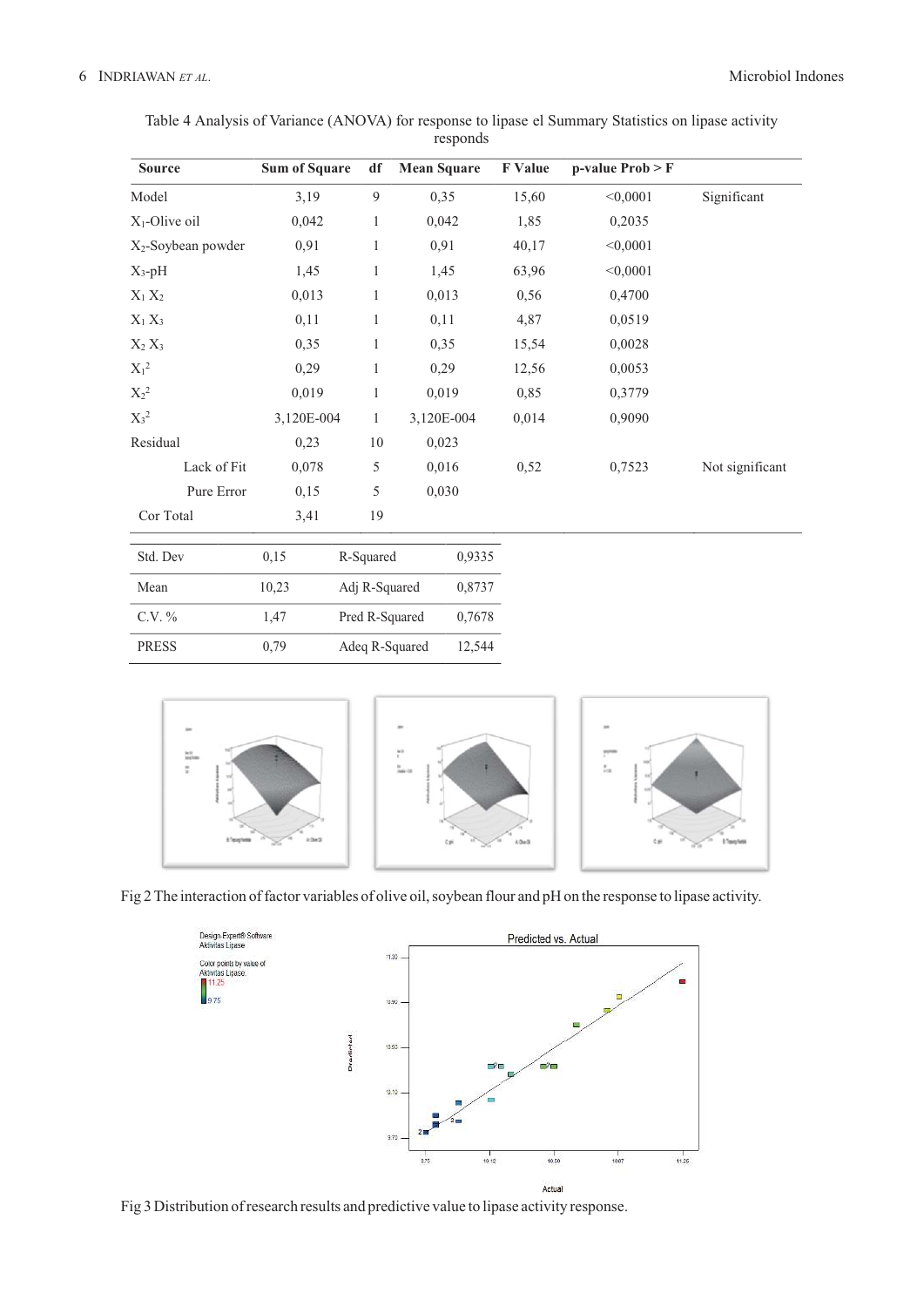Table 4 Analysis of Variance (ANOVA) for response to lipase el Summary Statistics on lipase activity responds

| Source | Sum of Square | df | Mean Square | F Value | p-value Prob > F | |
|---|---|---|---|---|---|---|
| Model | 3,19 | 9 | 0,35 | 15,60 | <0,0001 | Significant |
| $X_1$-Olive oil | 0,042 | 1 | 0,042 | 1,85 | 0,2035 | |
| $X_2$-Soybean powder | 0,91 | 1 | 0,91 | 40,17 | <0,0001 | |
| $X_3$-pH | 1,45 | 1 | 1,45 | 63,96 | <0,0001 | |
| $X_1 X_2$ | 0,013 | 1 | 0,013 | 0,56 | 0,4700 | |
| $X_1 X_3$ | 0,11 | 1 | 0,11 | 4,87 | 0,0519 | |
| $X_2 X_3$ | 0,35 | 1 | 0,35 | 15,54 | 0,0028 | |
| $X_1^2$ | 0,29 | 1 | 0,29 | 12,56 | 0,0053 | |
| $X_2^2$ | 0,019 | 1 | 0,019 | 0,85 | 0,3779 | |
| $X_3^2$ | 3,120E-004 | 1 | 3,120E-004 | 0,014 | 0,9090 | |
| Residual | 0,23 | 10 | 0,023 | | | |
| Lack of Fit | 0,078 | 5 | 0,016 | 0,52 | 0,7523 | Not significant |
| Pure Error | 0,15 | 5 | 0,030 | | | |
| Cor Total | 3,41 | 19 | | | | |

| Std. Dev | 0,15 | R-Squared | 0,9335 |
|---|---|---|---|
| Mean | 10,23 | Adj R-Squared | 0,8737 |
| C.V. % | 1,47 | Pred R-Squared | 0,7678 |
| PRESS | 0,79 | Adeq R-Squared | 12,544 |

Fig 2 The interaction of factor variables of olive oil, soybean flour and pH on the response to lipase activity.

Fig 3 Distribution of research results and predictive value to lipase activity response.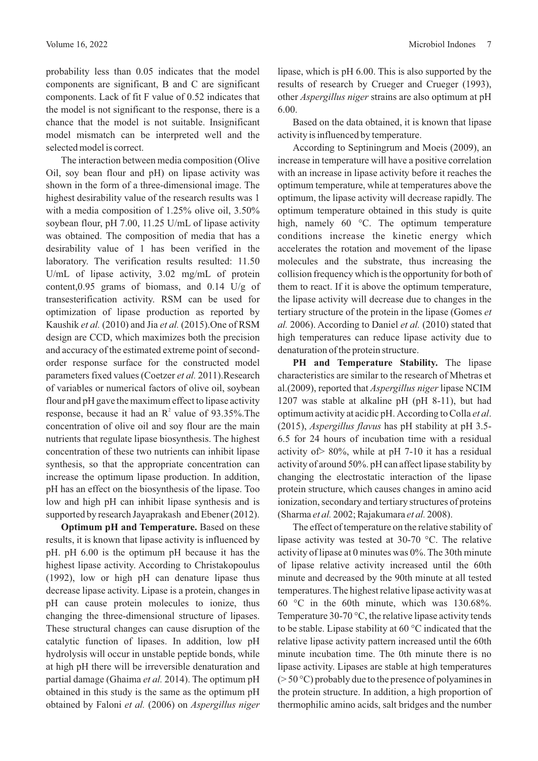probability less than 0.05 indicates that the model components are significant, B and C are significant components. Lack of fit F value of 0.52 indicates that the model is not significant to the response, there is a chance that the model is not suitable. Insignificant model mismatch can be interpreted well and the selected model is correct.

The interaction between media composition (Olive Oil, soy bean flour and pH) on lipase activity was shown in the form of a three-dimensional image. The highest desirability value of the research results was 1 with a media composition of 1.25% olive oil, 3.50% soybean flour, pH 7.00, 11.25 U/mL of lipase activity was obtained. The composition of media that has a desirability value of 1 has been verified in the laboratory. The verification results resulted: 11.50 U/mL of lipase activity, 3.02 mg/mL of protein content,0.95 grams of biomass, and 0.14 U/g of transesterification activity. RSM can be used for optimization of lipase production as reported by Kaushik *et al.* (2010) and Jia *et al.* (2015).One of RSM design are CCD, which maximizes both the precision and accuracy of the estimated extreme point of second-order response surface for the constructed model parameters fixed values (Coetzer *et al.* 2011).Research of variables or numerical factors of olive oil, soybean flour and pH gave the maximum effect to lipase activity response, because it had an $R^2$ value of 93.35%.The concentration of olive oil and soy flour are the main nutrients that regulate lipase biosynthesis. The highest concentration of these two nutrients can inhibit lipase synthesis, so that the appropriate concentration can increase the optimum lipase production. In addition, pH has an effect on the biosynthesis of the lipase. Too low and high pH can inhibit lipase synthesis and is supported by research Jayaprakash and Ebener (2012).

**Optimum pH and Temperature.** Based on these results, it is known that lipase activity is influenced by pH. pH 6.00 is the optimum pH because it has the highest lipase activity. According to Christakopoulus (1992), low or high pH can denature lipase thus decrease lipase activity. Lipase is a protein, changes in pH can cause protein molecules to ionize, thus changing the three-dimensional structure of lipases. These structural changes can cause disruption of the catalytic function of lipases. In addition, low pH hydrolysis will occur in unstable peptide bonds, while at high pH there will be irreversible denaturation and partial damage (Ghaima *et al.* 2014). The optimum pH obtained in this study is the same as the optimum pH obtained by Faloni *et al.* (2006) on *Aspergillus niger* lipase, which is pH 6.00. This is also supported by the results of research by Crueger and Crueger (1993), other *Aspergillus niger* strains are also optimum at pH 6.00.

Based on the data obtained, it is known that lipase activity is influenced by temperature.

According to Septiningrum and Moeis (2009), an increase in temperature will have a positive correlation with an increase in lipase activity before it reaches the optimum temperature, while at temperatures above the optimum, the lipase activity will decrease rapidly. The optimum temperature obtained in this study is quite high, namely 60 °C. The optimum temperature conditions increase the kinetic energy which accelerates the rotation and movement of the lipase molecules and the substrate, thus increasing the collision frequency which is the opportunity for both of them to react. If it is above the optimum temperature, the lipase activity will decrease due to changes in the tertiary structure of the protein in the lipase (Gomes *et al.* 2006). According to Daniel *et al.* (2010) stated that high temperatures can reduce lipase activity due to denaturation of the protein structure.

**PH and Temperature Stability.** The lipase characteristics are similar to the research of Mhetras et al.(2009), reported that *Aspergillus niger* lipase NCIM 1207 was stable at alkaline pH (pH 8-11), but had optimum activity at acidic pH. According to Colla *et al*. (2015), *Aspergillus flavus* has pH stability at pH 3.5-6.5 for 24 hours of incubation time with a residual activity of> 80%, while at pH 7-10 it has a residual activity of around 50%. pH can affect lipase stability by changing the electrostatic interaction of the lipase protein structure, which causes changes in amino acid ionization, secondary and tertiary structures of proteins (Sharma *et al.* 2002; Rajakumara *et al.* 2008).

The effect of temperature on the relative stability of lipase activity was tested at 30-70 °C. The relative activity of lipase at 0 minutes was 0%. The 30th minute of lipase relative activity increased until the 60th minute and decreased by the 90th minute at all tested temperatures. The highest relative lipase activity was at 60 °C in the 60th minute, which was 130.68%. Temperature 30-70 °C, the relative lipase activity tends to be stable. Lipase stability at 60 °C indicated that the relative lipase activity pattern increased until the 60th minute incubation time. The 0th minute there is no lipase activity. Lipases are stable at high temperatures (> 50 °C) probably due to the presence of polyamines in the protein structure. In addition, a high proportion of thermophilic amino acids, salt bridges and the number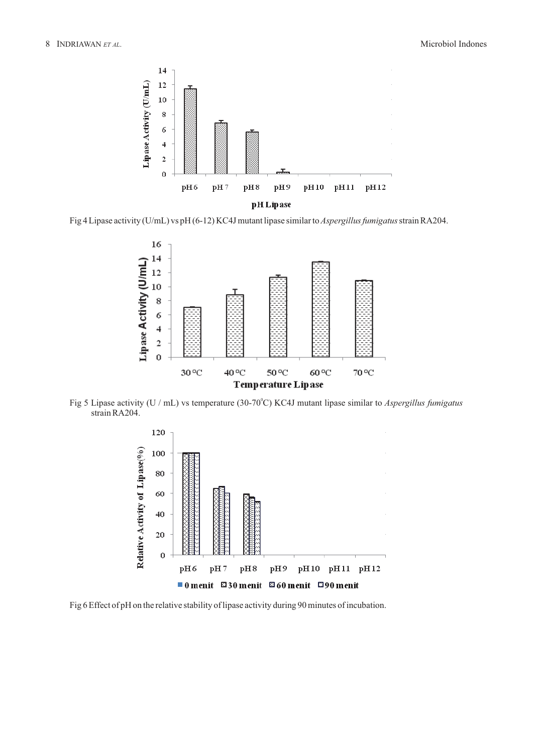Fig 4 Lipase activity (U/mL) vs pH (6-12) KC4J mutant lipase similar to *Aspergillus fumigatus* strain RA204.

Fig 5 Lipase activity (U / mL) vs temperature (30-70°C) KC4J mutant lipase similar to *Aspergillus fumigatus* strain RA204.

Fig 6 Effect of pH on the relative stability of lipase activity during 90 minutes of incubation.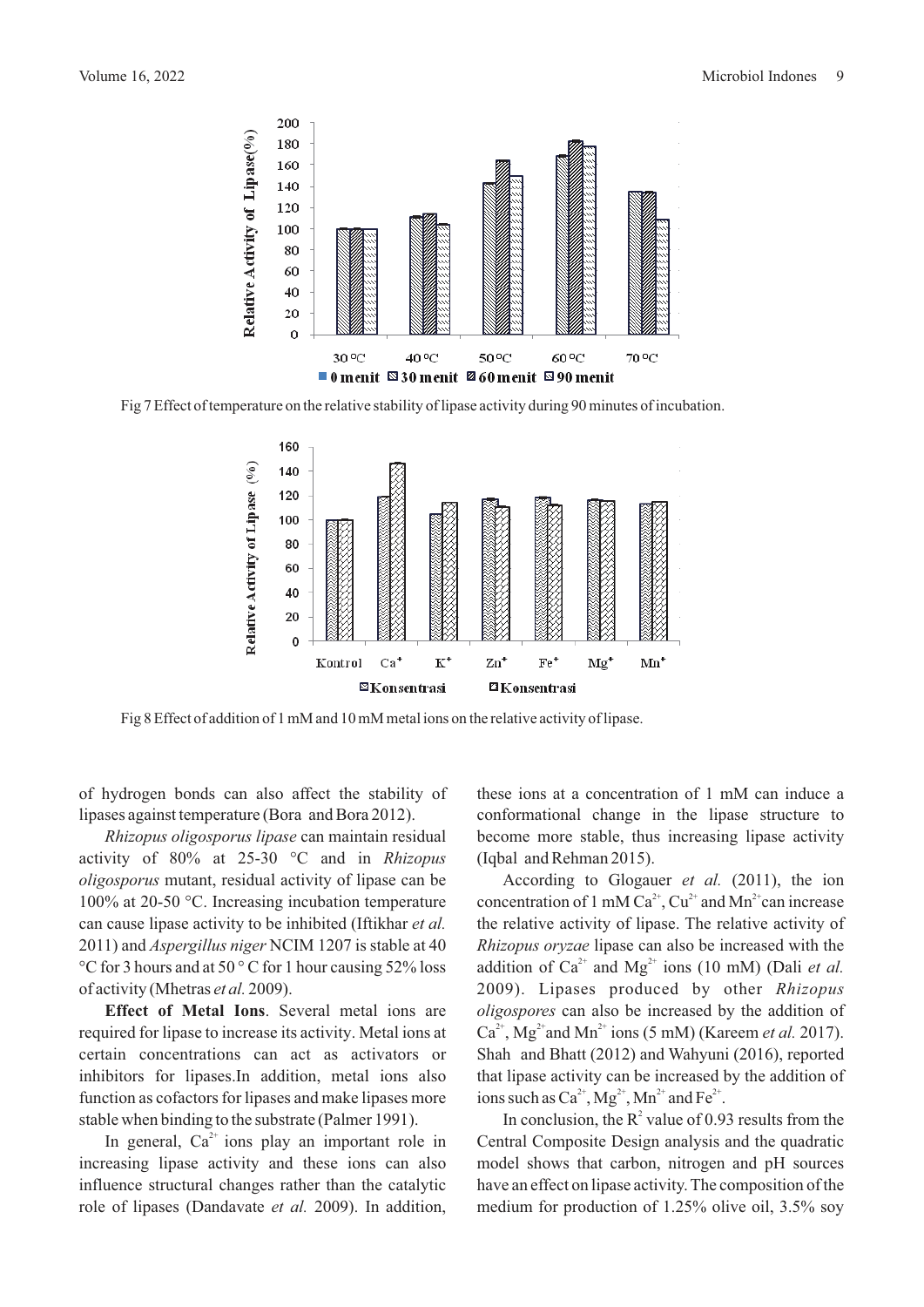Fig 7 Effect of temperature on the relative stability of lipase activity during 90 minutes of incubation.

Fig 8 Effect of addition of 1 mM and 10 mM metal ions on the relative activity of lipase.

of hydrogen bonds can also affect the stability of lipases against temperature (Bora and Bora 2012).

*Rhizopus oligosporus lipase* can maintain residual activity of 80% at 25-30 °C and in *Rhizopus oligosporus* mutant, residual activity of lipase can be 100% at 20-50 °C. Increasing incubation temperature can cause lipase activity to be inhibited (Iftikhar *et al.* 2011) and *Aspergillus niger* NCIM 1207 is stable at 40 °C for 3 hours and at 50 ° C for 1 hour causing 52% loss of activity (Mhetras *et al.* 2009).

**Effect of Metal Ions**. Several metal ions are required for lipase to increase its activity. Metal ions at certain concentrations can act as activators or inhibitors for lipases.In addition, metal ions also function as cofactors for lipases and make lipases more stable when binding to the substrate (Palmer 1991).

In general, $Ca^{2+}$ ions play an important role in increasing lipase activity and these ions can also influence structural changes rather than the catalytic role of lipases (Dandavate *et al.* 2009). In addition, these ions at a concentration of 1 mM can induce a conformational change in the lipase structure to become more stable, thus increasing lipase activity (Iqbal and Rehman 2015).

According to Glogauer *et al.* (2011), the ion concentration of 1 mM $Ca^{2+}$, $Cu^{2+}$ and $Mn^{2+}$ can increase the relative activity of lipase. The relative activity of *Rhizopus oryzae* lipase can also be increased with the addition of $Ca^{2+}$ and $Mg^{2+}$ ions (10 mM) (Dali *et al.* 2009). Lipases produced by other *Rhizopus oligospores* can also be increased by the addition of $Ca^{2+}$, $Mg^{2+}$ and $Mn^{2+}$ ions (5 mM) (Kareem *et al.* 2017). Shah and Bhatt (2012) and Wahyuni (2016), reported that lipase activity can be increased by the addition of ions such as $Ca^{2+}$, $Mg^{2+}$, $Mn^{2+}$ and $Fe^{2+}$.

In conclusion, the $R^2$ value of 0.93 results from the Central Composite Design analysis and the quadratic model shows that carbon, nitrogen and pH sources have an effect on lipase activity. The composition of the medium for production of 1.25% olive oil, 3.5% soy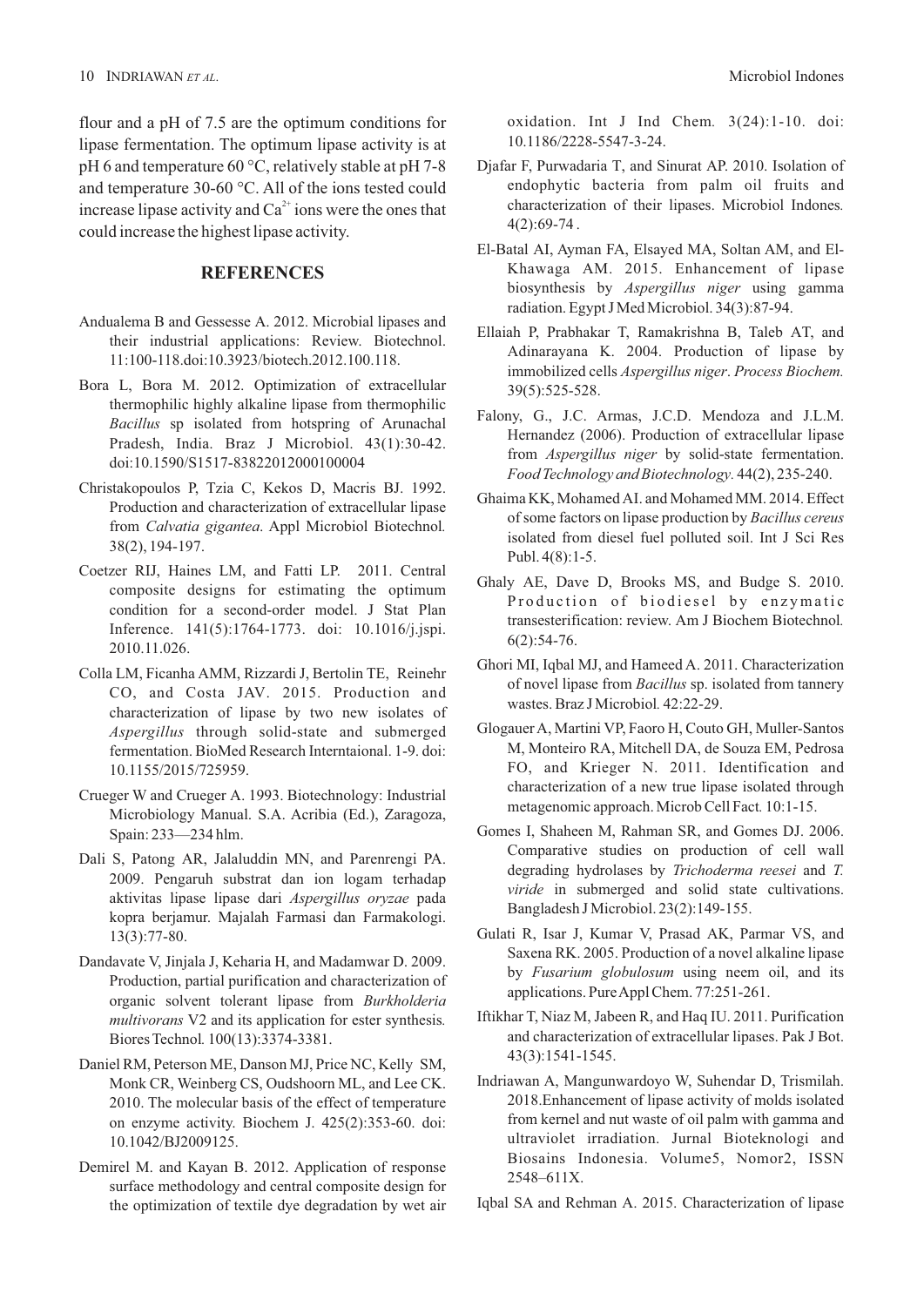flour and a pH of 7.5 are the optimum conditions for lipase fermentation. The optimum lipase activity is at pH 6 and temperature 60 °C, relatively stable at pH 7-8 and temperature 30-60 °C. All of the ions tested could increase lipase activity and $Ca^{2+}$ ions were the ones that could increase the highest lipase activity.

## REFERENCES

Andualema B and Gessesse A. 2012. Microbial lipases and their industrial applications: Review. Biotechnol. 11:100-118.doi:10.3923/biotech.2012.100.118.

Bora L, Bora M. 2012. Optimization of extracellular thermophilic highly alkaline lipase from thermophilic *Bacillus* sp isolated from hotspring of Arunachal Pradesh, India. Braz J Microbiol. 43(1):30-42. doi:10.1590/S1517-83822012000100004

Christakopoulos P, Tzia C, Kekos D, Macris BJ. 1992. Production and characterization of extracellular lipase from *Calvatia gigantea*. Appl Microbiol Biotechnol. 38(2), 194-197.

Coetzer RIJ, Haines LM, and Fatti LP. 2011. Central composite designs for estimating the optimum condition for a second-order model. J Stat Plan Inference. 141(5):1764-1773. doi: 10.1016/j.jspi.2010.11.026.

Colla LM, Ficanha AMM, Rizzardi J, Bertolin TE, Reinehr CO, and Costa JAV. 2015. Production and characterization of lipase by two new isolates of *Aspergillus* through solid-state and submerged fermentation. BioMed Research Interntaional. 1-9. doi: 10.1155/2015/725959.

Crueger W and Crueger A. 1993. Biotechnology: Industrial Microbiology Manual. S.A. Acribia (Ed.), Zaragoza, Spain: 233—234 hlm.

Dali S, Patong AR, Jalaluddin MN, and Parenrengi PA. 2009. Pengaruh substrat dan ion logam terhadap aktivitas lipase lipase dari *Aspergillus oryzae* pada kopra berjamur. Majalah Farmasi dan Farmakologi. 13(3):77-80.

Dandavate V, Jinjala J, Keharia H, and Madamwar D. 2009. Production, partial purification and characterization of organic solvent tolerant lipase from *Burkholderia multivorans* V2 and its application for ester synthesis. Biores Technol. 100(13):3374-3381.

Daniel RM, Peterson ME, Danson MJ, Price NC, Kelly SM, Monk CR, Weinberg CS, Oudshoorn ML, and Lee CK. 2010. The molecular basis of the effect of temperature on enzyme activity. Biochem J. 425(2):353-60. doi: 10.1042/BJ2009125.

Demirel M. and Kayan B. 2012. Application of response surface methodology and central composite design for the optimization of textile dye degradation by wet air oxidation. Int J Ind Chem. 3(24):1-10. doi: 10.1186/2228-5547-3-24.

Djafar F, Purwadaria T, and Sinurat AP. 2010. Isolation of endophytic bacteria from palm oil fruits and characterization of their lipases. Microbiol Indones. 4(2):69-74 .

El-Batal AI, Ayman FA, Elsayed MA, Soltan AM, and El-Khawaga AM. 2015. Enhancement of lipase biosynthesis by *Aspergillus niger* using gamma radiation. Egypt J Med Microbiol. 34(3):87-94.

Ellaiah P, Prabhakar T, Ramakrishna B, Taleb AT, and Adinarayana K. 2004. Production of lipase by immobilized cells *Aspergillus niger*. *Process Biochem.* 39(5):525-528.

Falony, G., J.C. Armas, J.C.D. Mendoza and J.L.M. Hernandez (2006). Production of extracellular lipase from *Aspergillus niger* by solid-state fermentation. *Food Technology and Biotechnology.* 44(2), 235-240.

Ghaima KK, Mohamed AI. and Mohamed MM. 2014. Effect of some factors on lipase production by *Bacillus cereus* isolated from diesel fuel polluted soil. Int J Sci Res Publ. 4(8):1-5.

Ghaly AE, Dave D, Brooks MS, and Budge S. 2010. Production of biodiesel by enzymatic transesterification: review. Am J Biochem Biotechnol. 6(2):54-76.

Ghori MI, Iqbal MJ, and Hameed A. 2011. Characterization of novel lipase from *Bacillus* sp. isolated from tannery wastes. Braz J Microbiol. 42:22-29.

Glogauer A, Martini VP, Faoro H, Couto GH, Muller-Santos M, Monteiro RA, Mitchell DA, de Souza EM, Pedrosa FO, and Krieger N. 2011. Identification and characterization of a new true lipase isolated through metagenomic approach. Microb Cell Fact. 10:1-15.

Gomes I, Shaheen M, Rahman SR, and Gomes DJ. 2006. Comparative studies on production of cell wall degrading hydrolases by *Trichoderma reesei* and *T. viride* in submerged and solid state cultivations. Bangladesh J Microbiol. 23(2):149-155.

Gulati R, Isar J, Kumar V, Prasad AK, Parmar VS, and Saxena RK. 2005. Production of a novel alkaline lipase by *Fusarium globulosum* using neem oil, and its applications. Pure Appl Chem. 77:251-261.

Iftikhar T, Niaz M, Jabeen R, and Haq IU. 2011. Purification and characterization of extracellular lipases. Pak J Bot. 43(3):1541-1545.

Indriawan A, Mangunwardoyo W, Suhendar D, Trismilah. 2018.Enhancement of lipase activity of molds isolated from kernel and nut waste of oil palm with gamma and ultraviolet irradiation. Jurnal Bioteknologi and Biosains Indonesia. Volume5, Nomor2, ISSN 2548–611X.

Iqbal SA and Rehman A. 2015. Characterization of lipase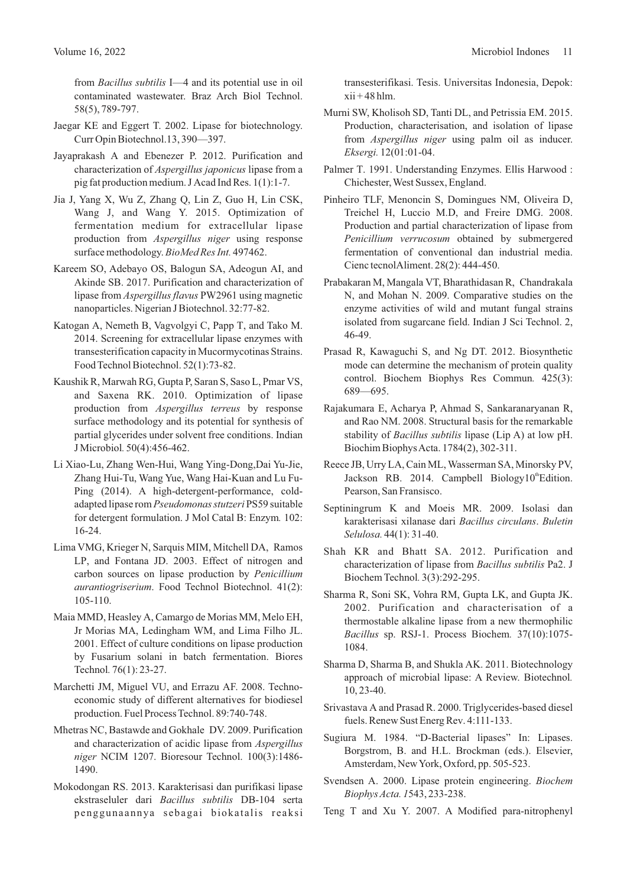from *Bacillus subtilis* I—4 and its potential use in oil contaminated wastewater. Braz Arch Biol Technol. 58(5), 789-797.

Jaegar KE and Eggert T. 2002. Lipase for biotechnology. Curr Opin Biotechnol.13, 390—397.

Jayaprakash A and Ebenezer P. 2012. Purification and characterization of *Aspergillus japonicus* lipase from a pig fat production medium. J Acad Ind Res. 1(1):1-7.

Jia J, Yang X, Wu Z, Zhang Q, Lin Z, Guo H, Lin CSK, Wang J, and Wang Y. 2015. Optimization of fermentation medium for extracellular lipase production from *Aspergillus niger* using response surface methodology. *BioMed Res Int.* 497462.

Kareem SO, Adebayo OS, Balogun SA, Adeogun AI, and Akinde SB. 2017. Purification and characterization of lipase from *Aspergillus flavus* PW2961 using magnetic nanoparticles. Nigerian J Biotechnol. 32:77-82.

Katogan A, Nemeth B, Vagvolgyi C, Papp T, and Tako M. 2014. Screening for extracellular lipase enzymes with transesterification capacity in Mucormycotinas Strains. Food Technol Biotechnol. 52(1):73-82.

Kaushik R, Marwah RG, Gupta P, Saran S, Saso L, Pmar VS, and Saxena RK. 2010. Optimization of lipase production from *Aspergillus terreus* by response surface methodology and its potential for synthesis of partial glycerides under solvent free conditions. Indian J Microbiol*.* 50(4):456-462.

Li Xiao-Lu, Zhang Wen-Hui, Wang Ying-Dong,Dai Yu-Jie, Zhang Hui-Tu, Wang Yue, Wang Hai-Kuan and Lu Fu-Ping (2014). A high-detergent-performance, cold-adapted lipase rom *Pseudomonas stutzeri* PS59 suitable for detergent formulation. J Mol Catal B: Enzym*.* 102: 16-24.

Lima VMG, Krieger N, Sarquis MIM, Mitchell DA, Ramos LP, and Fontana JD. 2003. Effect of nitrogen and carbon sources on lipase production by *Penicillium aurantiogriserium*. Food Technol Biotechnol. 41(2): 105-110.

Maia MMD, Heasley A, Camargo de Morias MM, Melo EH, Jr Morias MA, Ledingham WM, and Lima Filho JL. 2001. Effect of culture conditions on lipase production by Fusarium solani in batch fermentation. Biores Technol*.* 76(1): 23-27.

Marchetti JM, Miguel VU, and Errazu AF. 2008. Techno-economic study of different alternatives for biodiesel production. Fuel Process Technol. 89:740-748.

Mhetras NC, Bastawde and Gokhale DV. 2009. Purification and characterization of acidic lipase from *Aspergillus niger* NCIM 1207. Bioresour Technol. 100(3):1486-1490.

Mokodongan RS. 2013. Karakterisasi dan purifikasi lipase ekstraseluler dari *Bacillus subtilis* DB-104 serta penggunaannya sebagai biokatalis reaksi transesterifikasi. Tesis. Universitas Indonesia, Depok: xii + 48 hlm.

Murni SW, Kholisoh SD, Tanti DL, and Petrissia EM. 2015. Production, characterisation, and isolation of lipase from *Aspergillus niger* using palm oil as inducer. *Eksergi.* 12(01:01-04.

Palmer T. 1991. Understanding Enzymes. Ellis Harwood : Chichester, West Sussex, England.

Pinheiro TLF, Menoncin S, Domingues NM, Oliveira D, Treichel H, Luccio M.D, and Freire DMG. 2008. Production and partial characterization of lipase from *Penicillium verrucosum* obtained by submergered fermentation of conventional dan industrial media. Cienc tecnolAliment. 28(2): 444-450.

Prabakaran M, Mangala VT, Bharathidasan R, Chandrakala N, and Mohan N. 2009. Comparative studies on the enzyme activities of wild and mutant fungal strains isolated from sugarcane field. Indian J Sci Technol. 2, 46-49.

Prasad R, Kawaguchi S, and Ng DT. 2012. Biosynthetic mode can determine the mechanism of protein quality control. Biochem Biophys Res Commun*.* 425(3): 689—695.

Rajakumara E, Acharya P, Ahmad S, Sankaranaryanan R, and Rao NM. 2008. Structural basis for the remarkable stability of *Bacillus subtilis* lipase (Lip A) at low pH. Biochim Biophys Acta. 1784(2), 302-311.

Reece JB, Urry LA, Cain ML, Wasserman SA, Minorsky PV, Jackson RB. 2014. Campbell Biology10th Edition. Pearson, San Fransisco.

Septiningrum K and Moeis MR. 2009. Isolasi dan karakterisasi xilanase dari *Bacillus circulans*. *Buletin Selulosa.* 44(1): 31-40.

Shah KR and Bhatt SA. 2012. Purification and characterization of lipase from *Bacillus subtilis* Pa2. J Biochem Technol*.* 3(3):292-295.

Sharma R, Soni SK, Vohra RM, Gupta LK, and Gupta JK. 2002. Purification and characterisation of a thermostable alkaline lipase from a new thermophilic *Bacillus* sp. RSJ-1. Process Biochem*.* 37(10):1075-1084.

Sharma D, Sharma B, and Shukla AK. 2011. Biotechnology approach of microbial lipase: A Review. Biotechnol*.* 10, 23-40.

Srivastava A and Prasad R. 2000. Triglycerides-based diesel fuels. Renew Sust Energ Rev. 4:111-133.

Sugiura M. 1984. "D-Bacterial lipases" In: Lipases. Borgstrom, B. and H.L. Brockman (eds.). Elsevier, Amsterdam, New York, Oxford, pp. 505-523.

Svendsen A. 2000. Lipase protein engineering. *Biochem Biophys Acta. 1*543, 233-238.

Teng T and Xu Y. 2007. A Modified para-nitrophenyl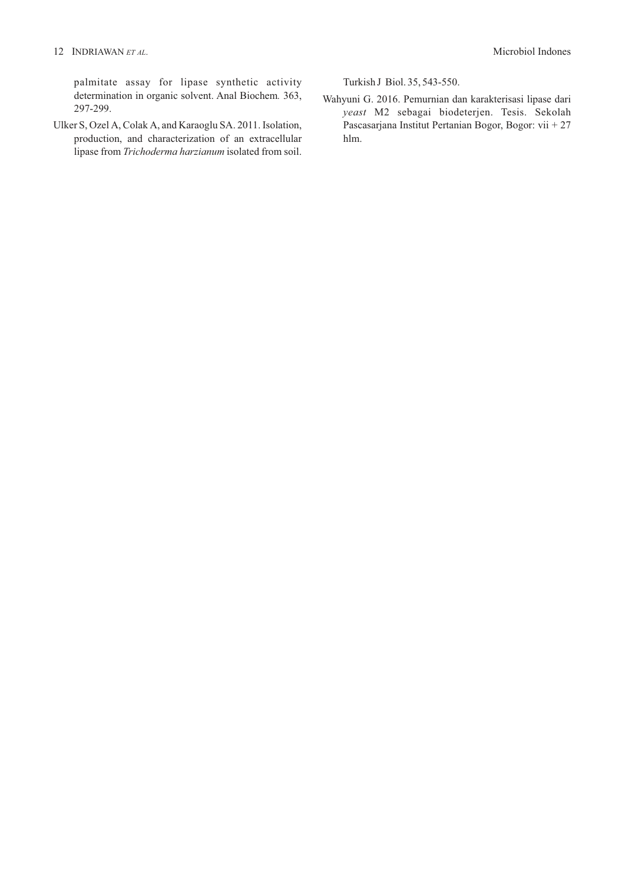palmitate assay for lipase synthetic activity determination in organic solvent. Anal Biochem*.* 363, 297-299.

Ulker S, Ozel A, Colak A, and Karaoglu SA. 2011. Isolation, production, and characterization of an extracellular lipase from *Trichoderma harzianum* isolated from soil. Turkish J Biol. 35, 543-550.

Wahyuni G. 2016. Pemurnian dan karakterisasi lipase dari *yeast* M2 sebagai biodeterjen. Tesis. Sekolah Pascasarjana Institut Pertanian Bogor, Bogor: vii + 27 hlm.